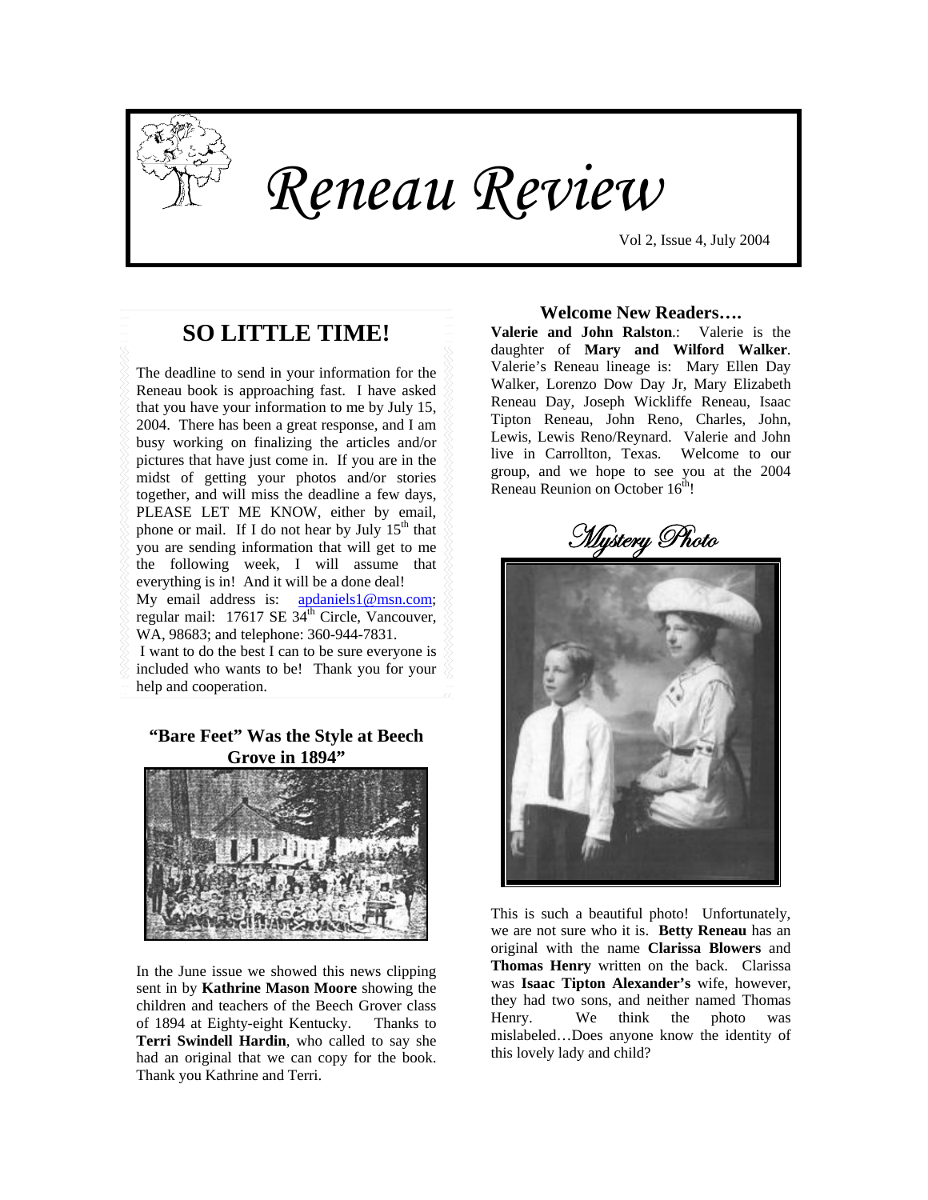# Reneau Review

Vol 2, Issue 4, July 2004

## SO LITTLE TIME!

The deadline to send in your information for the Reneau book is approaching fast. I have asked that you have your information to me by July 15, 2004. There has been a great response, and I am busy working on finalizing the articles and/or pictures that have just come in. If you are in the midst of getting your photos and/or stories together, and will miss the deadline a few days, PLEASE LET ME KNOW, either by email, phone or mail. If I do not hear by July 15th that you are sending information that will get to me the following week, I will assume that everything is in! And it will be a done deal!

My email address is: apdaniels1@msn.com; regular mail: 17617 SE 34th Circle, Vancouver, WA, 98683; and telephone: 360-944-7831.

I want to do the best I can to be sure everyone is included who wants to be! Thank you for your help and cooperation.

### "Bare Feet" Was the Style at Beech Grove in 1894"

In the June issue we showed this news clipping sent in by **Kathrine Mason Moore** showing the children and teachers of the Beech Grover class of 1894 at Eighty-eight Kentucky. Thanks to **Terri Swindell Hardin**, who called to say she had an original that we can copy for the book. Thank you Kathrine and Terri.

### Welcome New Readers….

**Valerie and John Ralston**.: Valerie is the daughter of **Mary and Wilford Walker**. Valerie's Reneau lineage is: Mary Ellen Day Walker, Lorenzo Dow Day Jr, Mary Elizabeth Reneau Day, Joseph Wickliffe Reneau, Isaac Tipton Reneau, John Reno, Charles, John, Lewis, Lewis Reno/Reynard. Valerie and John live in Carrollton, Texas. Welcome to our group, and we hope to see you at the 2004 Reneau Reunion on October 16th!

### *Mystery Photo*

This is such a beautiful photo! Unfortunately, we are not sure who it is. **Betty Reneau** has an original with the name **Clarissa Blowers** and **Thomas Henry** written on the back. Clarissa was **Isaac Tipton Alexander's** wife, however, they had two sons, and neither named Thomas Henry. We think the photo was mislabeled…Does anyone know the identity of this lovely lady and child?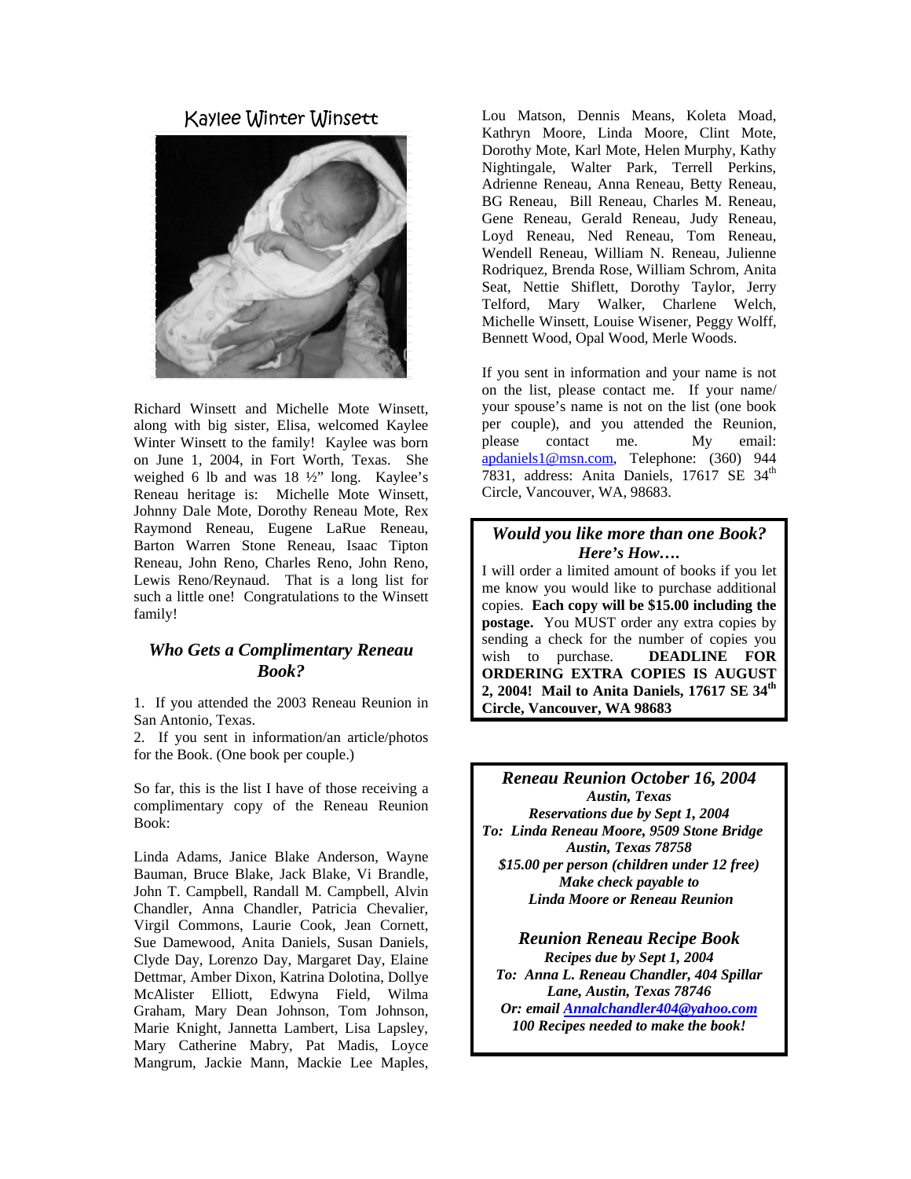## Kaylee Winter Winsett

Richard Winsett and Michelle Mote Winsett, along with big sister, Elisa, welcomed Kaylee Winter Winsett to the family! Kaylee was born on June 1, 2004, in Fort Worth, Texas. She weighed 6 lb and was 18 ½" long. Kaylee's Reneau heritage is: Michelle Mote Winsett, Johnny Dale Mote, Dorothy Reneau Mote, Rex Raymond Reneau, Eugene LaRue Reneau, Barton Warren Stone Reneau, Isaac Tipton Reneau, John Reno, Charles Reno, John Reno, Lewis Reno/Reynaud. That is a long list for such a little one! Congratulations to the Winsett family!

## *Who Gets a Complimentary Reneau Book?*

1. If you attended the 2003 Reneau Reunion in San Antonio, Texas.
2. If you sent in information/an article/photos for the Book. (One book per couple.)

So far, this is the list I have of those receiving a complimentary copy of the Reneau Reunion Book:

Linda Adams, Janice Blake Anderson, Wayne Bauman, Bruce Blake, Jack Blake, Vi Brandle, John T. Campbell, Randall M. Campbell, Alvin Chandler, Anna Chandler, Patricia Chevalier, Virgil Commons, Laurie Cook, Jean Cornett, Sue Damewood, Anita Daniels, Susan Daniels, Clyde Day, Lorenzo Day, Margaret Day, Elaine Dettmar, Amber Dixon, Katrina Dolotina, Dollye McAlister Elliott, Edwyna Field, Wilma Graham, Mary Dean Johnson, Tom Johnson, Marie Knight, Jannetta Lambert, Lisa Lapsley, Mary Catherine Mabry, Pat Madis, Loyce Mangrum, Jackie Mann, Mackie Lee Maples, Lou Matson, Dennis Means, Koleta Moad, Kathryn Moore, Linda Moore, Clint Mote, Dorothy Mote, Karl Mote, Helen Murphy, Kathy Nightingale, Walter Park, Terrell Perkins, Adrienne Reneau, Anna Reneau, Betty Reneau, BG Reneau, Bill Reneau, Charles M. Reneau, Gene Reneau, Gerald Reneau, Judy Reneau, Loyd Reneau, Ned Reneau, Tom Reneau, Wendell Reneau, William N. Reneau, Julienne Rodriquez, Brenda Rose, William Schrom, Anita Seat, Nettie Shiflett, Dorothy Taylor, Jerry Telford, Mary Walker, Charlene Welch, Michelle Winsett, Louise Wisener, Peggy Wolff, Bennett Wood, Opal Wood, Merle Woods.

If you sent in information and your name is not on the list, please contact me. If your name/ your spouse's name is not on the list (one book per couple), and you attended the Reunion, please contact me. My email: apdaniels1@msn.com, Telephone: (360) 944 7831, address: Anita Daniels, 17617 SE 34th Circle, Vancouver, WA, 98683.

## *Would you like more than one Book? Here's How….*

I will order a limited amount of books if you let me know you would like to purchase additional copies. **Each copy will be $15.00 including the postage.** You MUST order any extra copies by sending a check for the number of copies you wish to purchase. **DEADLINE FOR ORDERING EXTRA COPIES IS AUGUST 2, 2004! Mail to Anita Daniels, 17617 SE 34th Circle, Vancouver, WA 98683**

## *Reneau Reunion October 16, 2004*

***Austin, Texas***
***Reservations due by Sept 1, 2004***
***To: Linda Reneau Moore, 9509 Stone Bridge Austin, Texas 78758***
***$15.00 per person (children under 12 free)***
***Make check payable to Linda Moore or Reneau Reunion***

## *Reunion Reneau Recipe Book*

***Recipes due by Sept 1, 2004***
***To: Anna L. Reneau Chandler, 404 Spillar Lane, Austin, Texas 78746***
***Or: email Annalchandler404@yahoo.com***
***100 Recipes needed to make the book!***